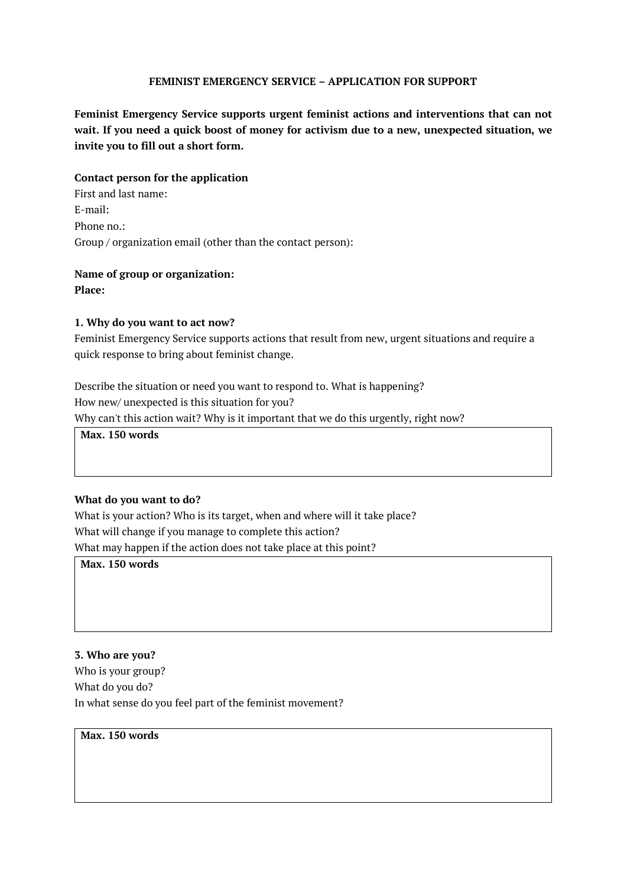**FEMINIST EMERGENCY SERVICE – APPLICATION FOR SUPPORT**

**Feminist Emergency Service supports urgent feminist actions and interventions that can not wait. If you need a quick boost of money for activism due to a new, unexpected situation, we invite you to fill out a short form.**

**Contact person for the application**

First and last name:

E-mail:

Phone no.:

Group / organization email (other than the contact person):

**Name of group or organization:**

**Place:**

**1. Why do you want to act now?**

Feminist Emergency Service supports actions that result from new, urgent situations and require a quick response to bring about feminist change.

Describe the situation or need you want to respond to. What is happening?

How new/ unexpected is this situation for you?

Why can't this action wait? Why is it important that we do this urgently, right now?

| **Max. 150 words** |
|---|
| |

**What do you want to do?**

What is your action? Who is its target, when and where will it take place?

What will change if you manage to complete this action?

What may happen if the action does not take place at this point?

| **Max. 150 words** |
|---|
| |

**3. Who are you?**

Who is your group?

What do you do?

In what sense do you feel part of the feminist movement?

| **Max. 150 words** |
|---|
| |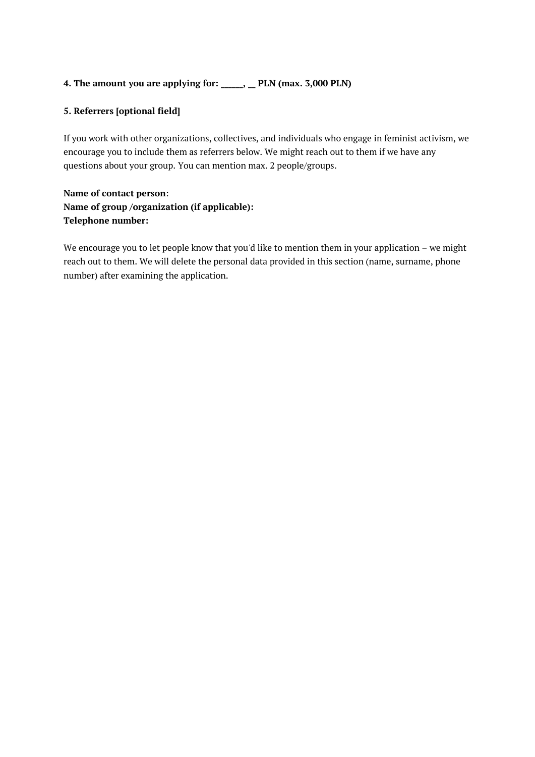**4. The amount you are applying for: _____, __ PLN (max. 3,000 PLN)**

**5. Referrers [optional field]**

If you work with other organizations, collectives, and individuals who engage in feminist activism, we encourage you to include them as referrers below. We might reach out to them if we have any questions about your group. You can mention max. 2 people/groups.

**Name of contact person**:
**Name of group /organization (if applicable):**
**Telephone number:**

We encourage you to let people know that you'd like to mention them in your application – we might reach out to them. We will delete the personal data provided in this section (name, surname, phone number) after examining the application.